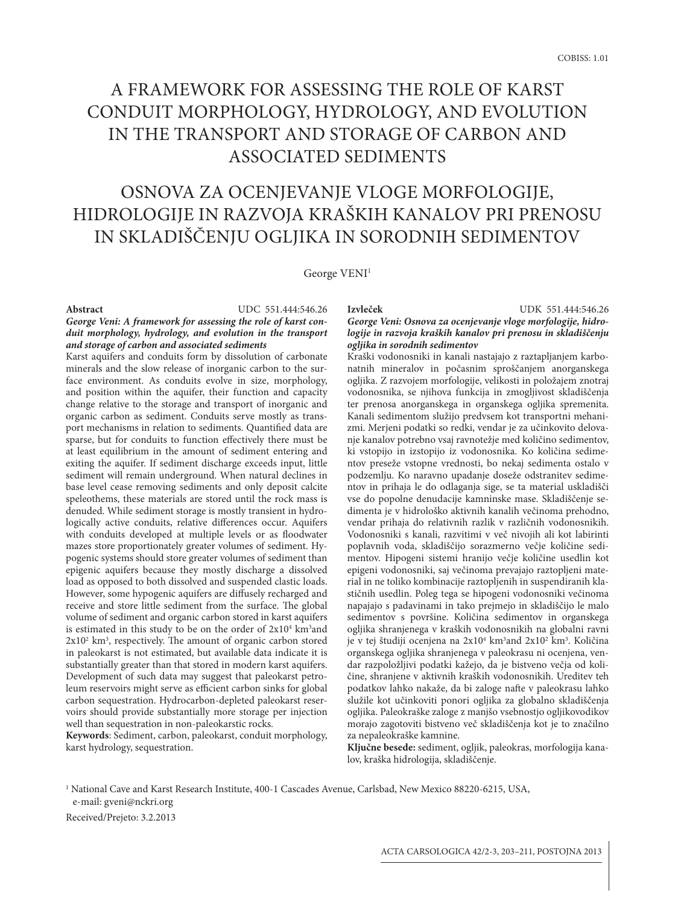COBISS: 1.01

# A FRAMEWORK FOR ASSESSING THE ROLE OF KARST CONDUIT MORPHOLOGY, HYDROLOGY, AND EVOLUTION IN THE TRANSPORT AND STORAGE OF CARBON AND ASSOCIATED SEDIMENTS

# OSNOVA ZA OCENJEVANJE VLOGE MORFOLOGIJE, HIDROLOGIJE IN RAZVOJA KRAŠKIH KANALOV PRI PRENOSU IN SKLADIŠČENJU OGLJIKA IN SORODNIH SEDIMENTOV

George VENI[1]

**Abstract** UDC 551.444:546.26

***George Veni: A framework for assessing the role of karst conduit morphology, hydrology, and evolution in the transport and storage of carbon and associated sediments***

Karst aquifers and conduits form by dissolution of carbonate minerals and the slow release of inorganic carbon to the surface environment. As conduits evolve in size, morphology, and position within the aquifer, their function and capacity change relative to the storage and transport of inorganic and organic carbon as sediment. Conduits serve mostly as transport mechanisms in relation to sediments. Quantified data are sparse, but for conduits to function effectively there must be at least equilibrium in the amount of sediment entering and exiting the aquifer. If sediment discharge exceeds input, little sediment will remain underground. When natural declines in base level cease removing sediments and only deposit calcite speleothems, these materials are stored until the rock mass is denuded. While sediment storage is mostly transient in hydrologically active conduits, relative differences occur. Aquifers with conduits developed at multiple levels or as floodwater mazes store proportionately greater volumes of sediment. Hypogenic systems should store greater volumes of sediment than epigenic aquifers because they mostly discharge a dissolved load as opposed to both dissolved and suspended clastic loads. However, some hypogenic aquifers are diffusely recharged and receive and store little sediment from the surface. The global volume of sediment and organic carbon stored in karst aquifers is estimated in this study to be on the order of $2 \times 10^4$ km$^3$and $2 \times 10^2$ km$^3$, respectively. The amount of organic carbon stored in paleokarst is not estimated, but available data indicate it is substantially greater than that stored in modern karst aquifers. Development of such data may suggest that paleokarst petroleum reservoirs might serve as efficient carbon sinks for global carbon sequestration. Hydrocarbon-depleted paleokarst reservoirs should provide substantially more storage per injection well than sequestration in non-paleokarstic rocks.

**Keywords**: Sediment, carbon, paleokarst, conduit morphology, karst hydrology, sequestration.

**Izvleček** UDK 551.444:546.26

***George Veni: Osnova za ocenjevanje vloge morfologije, hidrologije in razvoja kraških kanalov pri prenosu in skladiščenju ogljika in sorodnih sedimentov***

Kraški vodonosniki in kanali nastajajo z raztapljanjem karbonatnih mineralov in počasnim sproščanjem anorganskega ogljika. Z razvojem morfologije, velikosti in položajem znotraj vodonosnika, se njihova funkcija in zmogljivost skladiščenja ter prenosa anorganskega in organskega ogljika spremenita. Kanali sedimentom služijo predvsem kot transportni mehanizmi. Merjeni podatki so redki, vendar je za učinkovito delovanje kanalov potrebno vsaj ravnotežje med količino sedimentov, ki vstopijo in izstopijo iz vodonosnika. Ko količina sedimentov preseže vstopne vrednosti, bo nekaj sedimenta ostalo v podzemlju. Ko naravno upadanje doseže odstranitev sedimentov in prihaja le do odlaganja sige, se ta material uskladišči vse do popolne denudacije kamninske mase. Skladiščenje sedimenta je v hidrološko aktivnih kanalih večinoma prehodno, vendar prihaja do relativnih razlik v različnih vodonosnikih. Vodonosniki s kanali, razvitimi v več nivojih ali kot labirinti poplavnih voda, skladiščijo sorazmerno večje količine sedimentov. Hipogeni sistemi hranijo večje količine usedlin kot epigeni vodonosniki, saj večinoma prevajajo raztopljeni material in ne toliko kombinacije raztopljenih in suspendiranih klastičnih usedlin. Poleg tega se hipogeni vodonosniki večinoma napajajo s padavinami in tako prejmejo in skladiščijo le malo sedimentov s površine. Količina sedimentov in organskega ogljika shranjenega v kraških vodonosnikih na globalni ravni je v tej študiji ocenjena na $2 \times 10^4$ km$^3$and $2 \times 10^2$ km$^3$. Količina organskega ogljika shranjenega v paleokrasu ni ocenjena, vendar razpoložljivi podatki kažejo, da je bistveno večja od količine, shranjene v aktivnih kraških vodonosnikih. Ureditev teh podatkov lahko nakaže, da bi zaloge nafte v paleokrasu lahko služile kot učinkoviti ponori ogljika za globalno skladiščenja ogljika. Paleokraške zaloge z manjšo vsebnostjo ogljikovodikov morajo zagotoviti bistveno več skladiščenja kot je to značilno za nepaleokraške kamnine.

**Ključne besede:** sediment, ogljik, paleokras, morfologija kanalov, kraška hidrologija, skladiščenje.

[1] National Cave and Karst Research Institute, 400-1 Cascades Avenue, Carlsbad, New Mexico 88220-6215, USA, e-mail: gveni@nckri.org

Received/Prejeto: 3.2.2013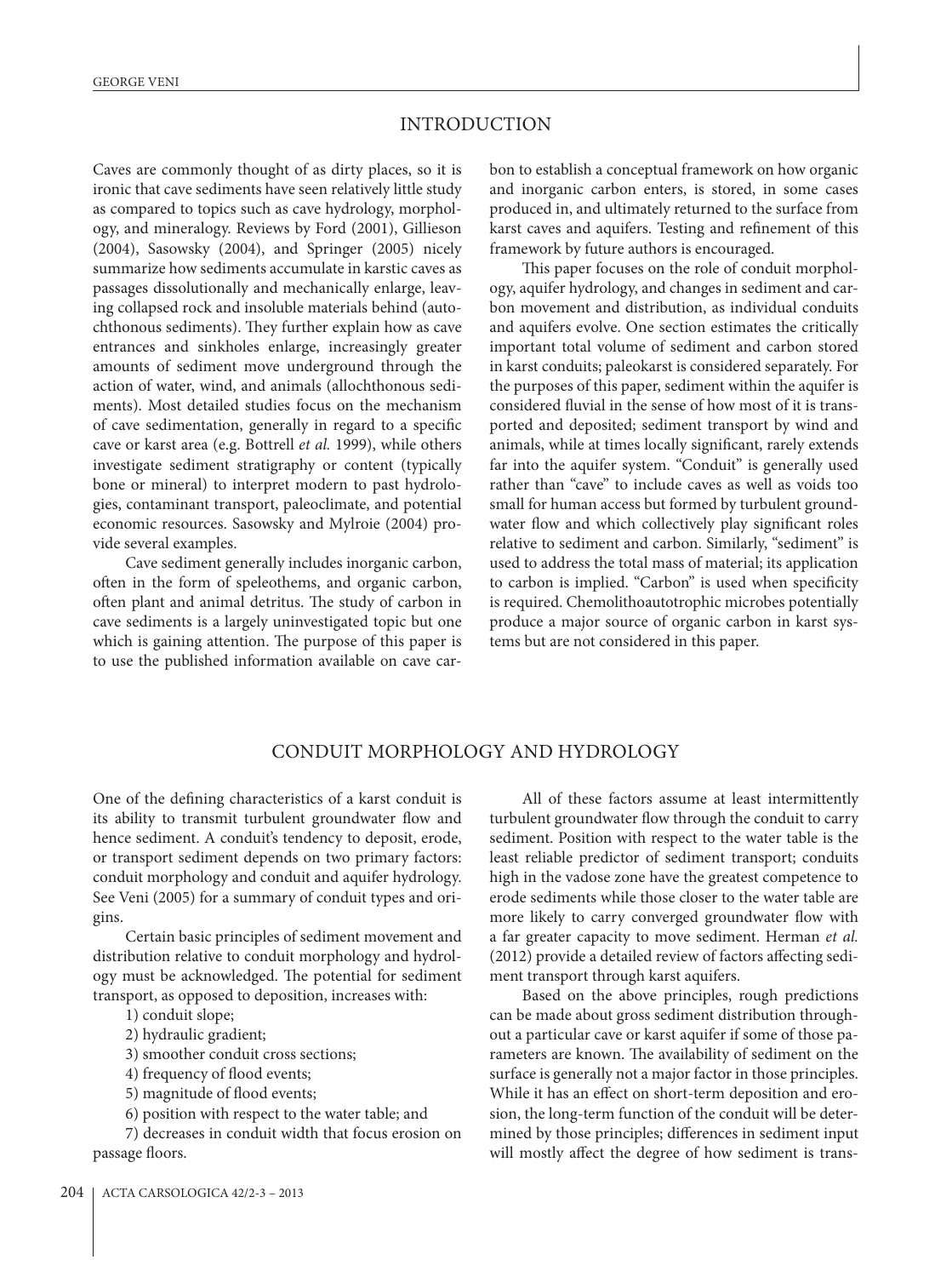## INTRODUCTION

Caves are commonly thought of as dirty places, so it is ironic that cave sediments have seen relatively little study as compared to topics such as cave hydrology, morphology, and mineralogy. Reviews by Ford (2001), Gillieson (2004), Sasowsky (2004), and Springer (2005) nicely summarize how sediments accumulate in karstic caves as passages dissolutionally and mechanically enlarge, leaving collapsed rock and insoluble materials behind (autochthonous sediments). They further explain how as cave entrances and sinkholes enlarge, increasingly greater amounts of sediment move underground through the action of water, wind, and animals (allochthonous sediments). Most detailed studies focus on the mechanism of cave sedimentation, generally in regard to a specific cave or karst area (e.g. Bottrell *et al.* 1999), while others investigate sediment stratigraphy or content (typically bone or mineral) to interpret modern to past hydrologies, contaminant transport, paleoclimate, and potential economic resources. Sasowsky and Mylroie (2004) provide several examples.

Cave sediment generally includes inorganic carbon, often in the form of speleothems, and organic carbon, often plant and animal detritus. The study of carbon in cave sediments is a largely uninvestigated topic but one which is gaining attention. The purpose of this paper is to use the published information available on cave carbon to establish a conceptual framework on how organic and inorganic carbon enters, is stored, in some cases produced in, and ultimately returned to the surface from karst caves and aquifers. Testing and refinement of this framework by future authors is encouraged.

This paper focuses on the role of conduit morphology, aquifer hydrology, and changes in sediment and carbon movement and distribution, as individual conduits and aquifers evolve. One section estimates the critically important total volume of sediment and carbon stored in karst conduits; paleokarst is considered separately. For the purposes of this paper, sediment within the aquifer is considered fluvial in the sense of how most of it is transported and deposited; sediment transport by wind and animals, while at times locally significant, rarely extends far into the aquifer system. "Conduit" is generally used rather than "cave" to include caves as well as voids too small for human access but formed by turbulent groundwater flow and which collectively play significant roles relative to sediment and carbon. Similarly, "sediment" is used to address the total mass of material; its application to carbon is implied. "Carbon" is used when specificity is required. Chemolithoautotrophic microbes potentially produce a major source of organic carbon in karst systems but are not considered in this paper.

## CONDUIT MORPHOLOGY AND HYDROLOGY

One of the defining characteristics of a karst conduit is its ability to transmit turbulent groundwater flow and hence sediment. A conduit's tendency to deposit, erode, or transport sediment depends on two primary factors: conduit morphology and conduit and aquifer hydrology. See Veni (2005) for a summary of conduit types and origins.

Certain basic principles of sediment movement and distribution relative to conduit morphology and hydrology must be acknowledged. The potential for sediment transport, as opposed to deposition, increases with:

1) conduit slope;
2) hydraulic gradient;
3) smoother conduit cross sections;
4) frequency of flood events;
5) magnitude of flood events;
6) position with respect to the water table; and
7) decreases in conduit width that focus erosion on passage floors.

All of these factors assume at least intermittently turbulent groundwater flow through the conduit to carry sediment. Position with respect to the water table is the least reliable predictor of sediment transport; conduits high in the vadose zone have the greatest competence to erode sediments while those closer to the water table are more likely to carry converged groundwater flow with a far greater capacity to move sediment. Herman *et al.* (2012) provide a detailed review of factors affecting sediment transport through karst aquifers.

Based on the above principles, rough predictions can be made about gross sediment distribution throughout a particular cave or karst aquifer if some of those parameters are known. The availability of sediment on the surface is generally not a major factor in those principles. While it has an effect on short-term deposition and erosion, the long-term function of the conduit will be determined by those principles; differences in sediment input will mostly affect the degree of how sediment is trans-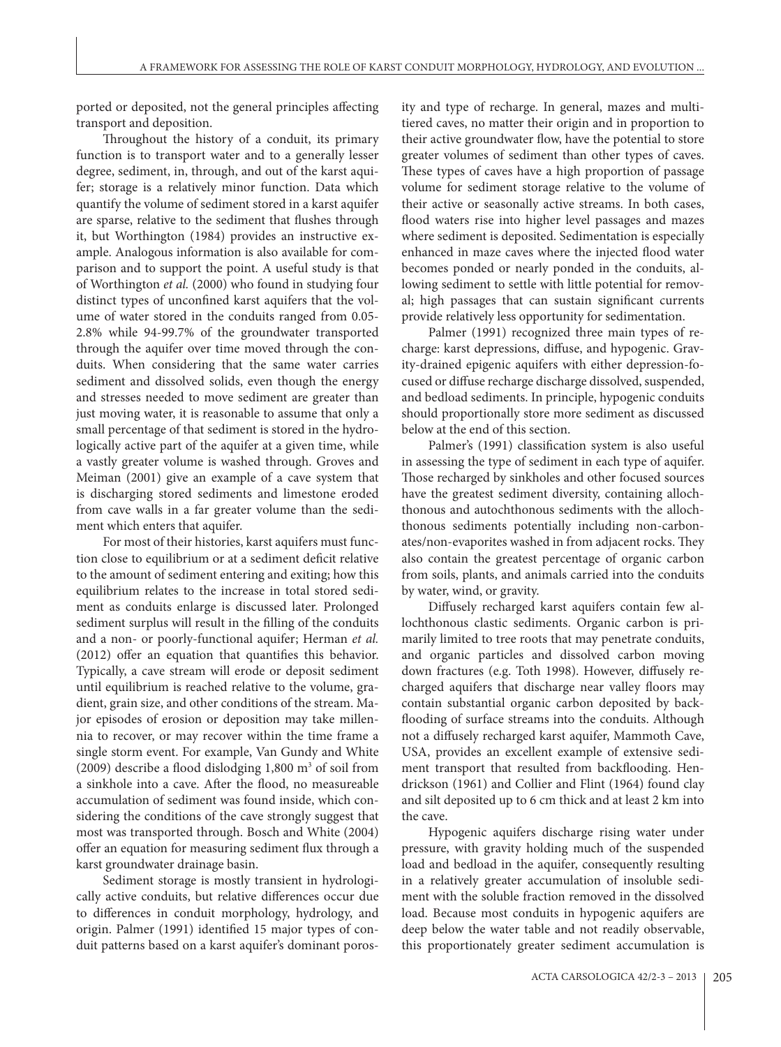ported or deposited, not the general principles affecting transport and deposition.

Throughout the history of a conduit, its primary function is to transport water and to a generally lesser degree, sediment, in, through, and out of the karst aquifer; storage is a relatively minor function. Data which quantify the volume of sediment stored in a karst aquifer are sparse, relative to the sediment that flushes through it, but Worthington (1984) provides an instructive example. Analogous information is also available for comparison and to support the point. A useful study is that of Worthington *et al.* (2000) who found in studying four distinct types of unconfined karst aquifers that the volume of water stored in the conduits ranged from 0.05-2.8% while 94-99.7% of the groundwater transported through the aquifer over time moved through the conduits. When considering that the same water carries sediment and dissolved solids, even though the energy and stresses needed to move sediment are greater than just moving water, it is reasonable to assume that only a small percentage of that sediment is stored in the hydrologically active part of the aquifer at a given time, while a vastly greater volume is washed through. Groves and Meiman (2001) give an example of a cave system that is discharging stored sediments and limestone eroded from cave walls in a far greater volume than the sediment which enters that aquifer.

For most of their histories, karst aquifers must function close to equilibrium or at a sediment deficit relative to the amount of sediment entering and exiting; how this equilibrium relates to the increase in total stored sediment as conduits enlarge is discussed later. Prolonged sediment surplus will result in the filling of the conduits and a non- or poorly-functional aquifer; Herman *et al.* (2012) offer an equation that quantifies this behavior. Typically, a cave stream will erode or deposit sediment until equilibrium is reached relative to the volume, gradient, grain size, and other conditions of the stream. Major episodes of erosion or deposition may take millennia to recover, or may recover within the time frame a single storm event. For example, Van Gundy and White (2009) describe a flood dislodging 1,800 m$^3$ of soil from a sinkhole into a cave. After the flood, no measureable accumulation of sediment was found inside, which considering the conditions of the cave strongly suggest that most was transported through. Bosch and White (2004) offer an equation for measuring sediment flux through a karst groundwater drainage basin.

Sediment storage is mostly transient in hydrologically active conduits, but relative differences occur due to differences in conduit morphology, hydrology, and origin. Palmer (1991) identified 15 major types of conduit patterns based on a karst aquifer's dominant porosity and type of recharge. In general, mazes and multitiered caves, no matter their origin and in proportion to their active groundwater flow, have the potential to store greater volumes of sediment than other types of caves. These types of caves have a high proportion of passage volume for sediment storage relative to the volume of their active or seasonally active streams. In both cases, flood waters rise into higher level passages and mazes where sediment is deposited. Sedimentation is especially enhanced in maze caves where the injected flood water becomes ponded or nearly ponded in the conduits, allowing sediment to settle with little potential for removal; high passages that can sustain significant currents provide relatively less opportunity for sedimentation.

Palmer (1991) recognized three main types of recharge: karst depressions, diffuse, and hypogenic. Gravity-drained epigenic aquifers with either depression-focused or diffuse recharge discharge dissolved, suspended, and bedload sediments. In principle, hypogenic conduits should proportionally store more sediment as discussed below at the end of this section.

Palmer's (1991) classification system is also useful in assessing the type of sediment in each type of aquifer. Those recharged by sinkholes and other focused sources have the greatest sediment diversity, containing allochthonous and autochthonous sediments with the allochthonous sediments potentially including non-carbonates/non-evaporites washed in from adjacent rocks. They also contain the greatest percentage of organic carbon from soils, plants, and animals carried into the conduits by water, wind, or gravity.

Diffusely recharged karst aquifers contain few allochthonous clastic sediments. Organic carbon is primarily limited to tree roots that may penetrate conduits, and organic particles and dissolved carbon moving down fractures (e.g. Toth 1998). However, diffusely recharged aquifers that discharge near valley floors may contain substantial organic carbon deposited by backflooding of surface streams into the conduits. Although not a diffusely recharged karst aquifer, Mammoth Cave, USA, provides an excellent example of extensive sediment transport that resulted from backflooding. Hendrickson (1961) and Collier and Flint (1964) found clay and silt deposited up to 6 cm thick and at least 2 km into the cave.

Hypogenic aquifers discharge rising water under pressure, with gravity holding much of the suspended load and bedload in the aquifer, consequently resulting in a relatively greater accumulation of insoluble sediment with the soluble fraction removed in the dissolved load. Because most conduits in hypogenic aquifers are deep below the water table and not readily observable, this proportionately greater sediment accumulation is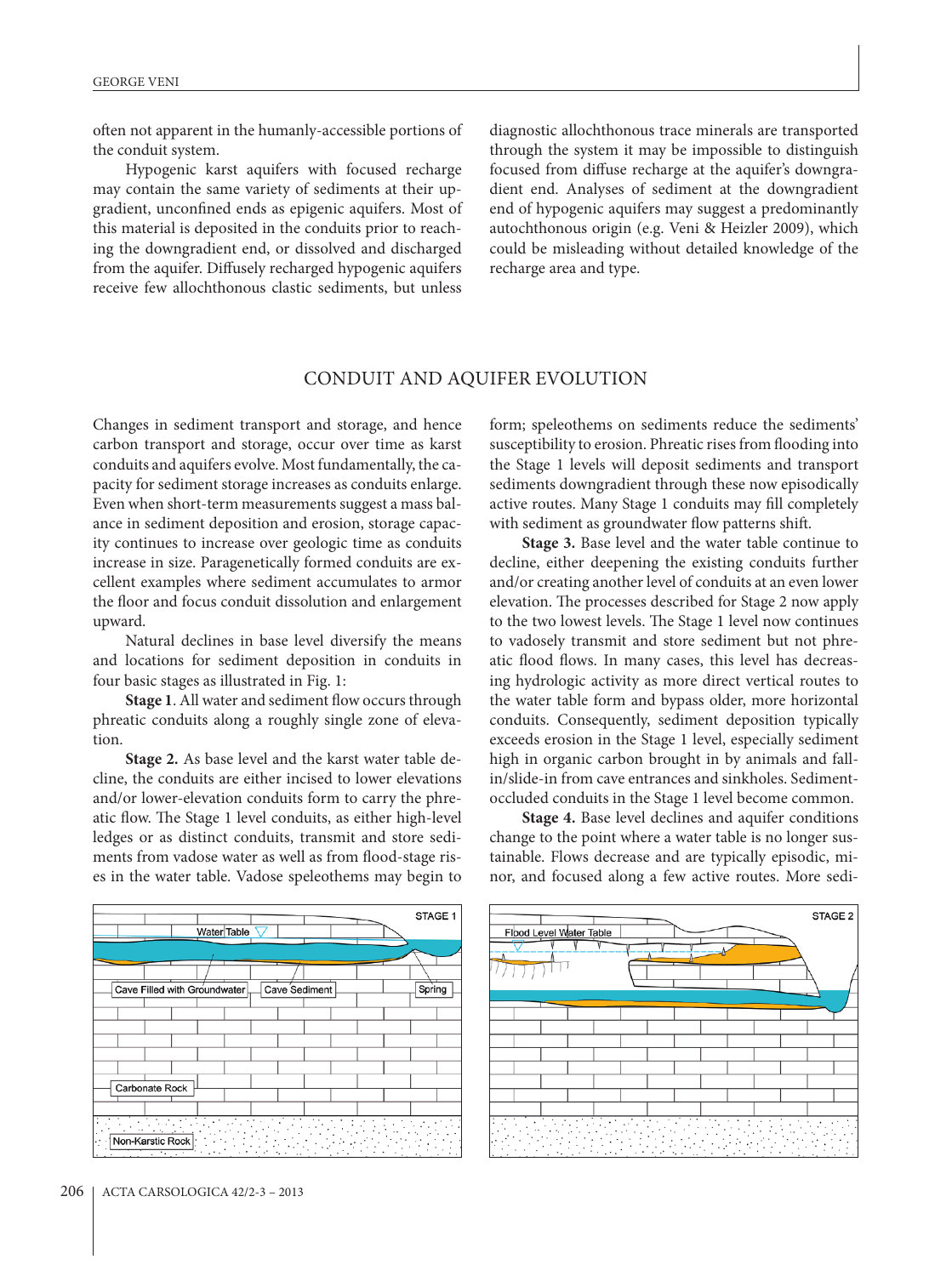often not apparent in the humanly-accessible portions of the conduit system.

Hypogenic karst aquifers with focused recharge may contain the same variety of sediments at their upgradient, unconfined ends as epigenic aquifers. Most of this material is deposited in the conduits prior to reaching the downgradient end, or dissolved and discharged from the aquifer. Diffusely recharged hypogenic aquifers receive few allochthonous clastic sediments, but unless diagnostic allochthonous trace minerals are transported through the system it may be impossible to distinguish focused from diffuse recharge at the aquifer's downgradient end. Analyses of sediment at the downgradient end of hypogenic aquifers may suggest a predominantly autochthonous origin (e.g. Veni & Heizler 2009), which could be misleading without detailed knowledge of the recharge area and type.

## CONDUIT AND AQUIFER EVOLUTION

Changes in sediment transport and storage, and hence carbon transport and storage, occur over time as karst conduits and aquifers evolve. Most fundamentally, the capacity for sediment storage increases as conduits enlarge. Even when short-term measurements suggest a mass balance in sediment deposition and erosion, storage capacity continues to increase over geologic time as conduits increase in size. Paragenetically formed conduits are excellent examples where sediment accumulates to armor the floor and focus conduit dissolution and enlargement upward.

Natural declines in base level diversify the means and locations for sediment deposition in conduits in four basic stages as illustrated in Fig. 1:

**Stage 1**. All water and sediment flow occurs through phreatic conduits along a roughly single zone of elevation.

**Stage 2.** As base level and the karst water table decline, the conduits are either incised to lower elevations and/or lower-elevation conduits form to carry the phreatic flow. The Stage 1 level conduits, as either high-level ledges or as distinct conduits, transmit and store sediments from vadose water as well as from flood-stage rises in the water table. Vadose speleothems may begin to form; speleothems on sediments reduce the sediments' susceptibility to erosion. Phreatic rises from flooding into the Stage 1 levels will deposit sediments and transport sediments downgradient through these now episodically active routes. Many Stage 1 conduits may fill completely with sediment as groundwater flow patterns shift.

**Stage 3.** Base level and the water table continue to decline, either deepening the existing conduits further and/or creating another level of conduits at an even lower elevation. The processes described for Stage 2 now apply to the two lowest levels. The Stage 1 level now continues to vadosely transmit and store sediment but not phreatic flood flows. In many cases, this level has decreasing hydrologic activity as more direct vertical routes to the water table form and bypass older, more horizontal conduits. Consequently, sediment deposition typically exceeds erosion in the Stage 1 level, especially sediment high in organic carbon brought in by animals and fall-in/slide-in from cave entrances and sinkholes. Sediment-occluded conduits in the Stage 1 level become common.

**Stage 4.** Base level declines and aquifer conditions change to the point where a water table is no longer sustainable. Flows decrease and are typically episodic, minor, and focused along a few active routes. More sedi-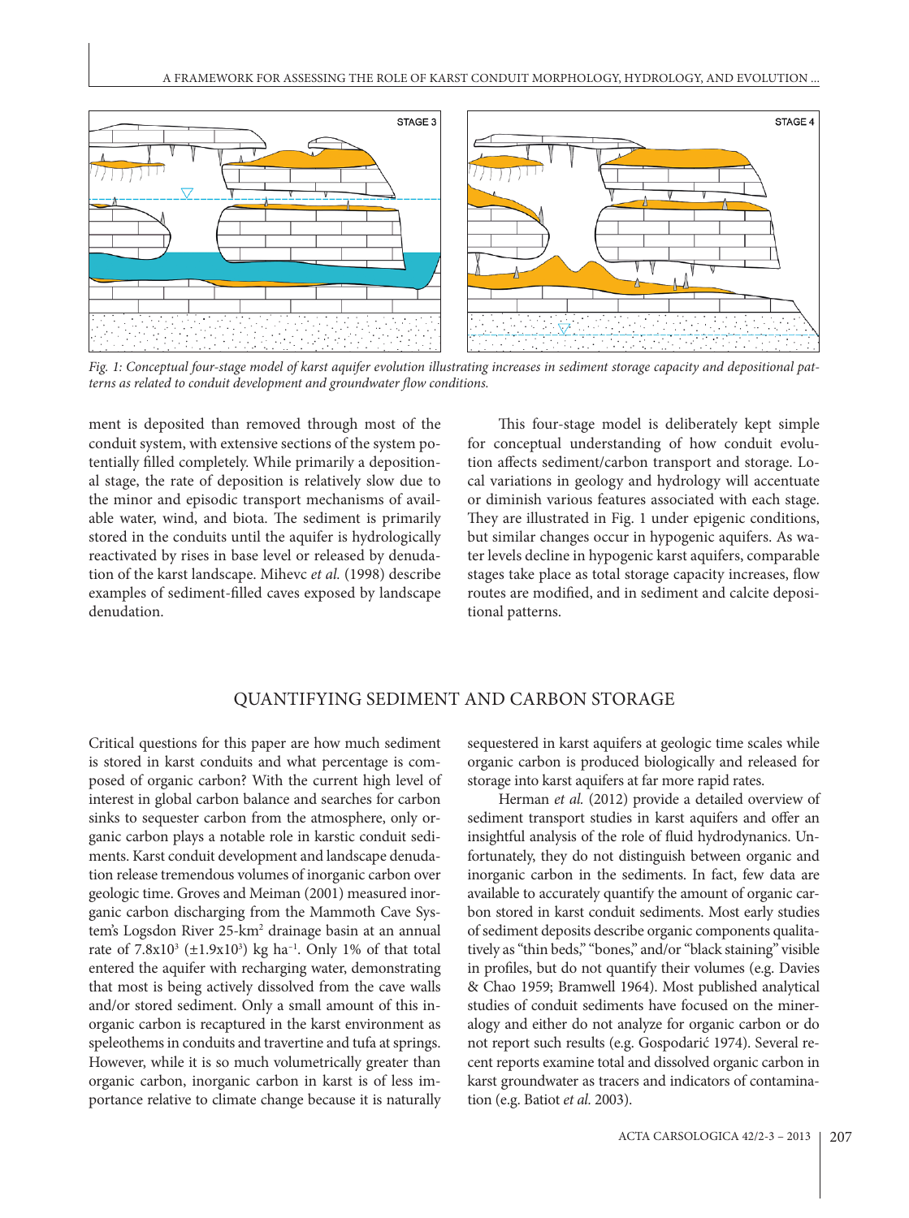*Fig. 1: Conceptual four-stage model of karst aquifer evolution illustrating increases in sediment storage capacity and depositional patterns as related to conduit development and groundwater flow conditions.*

ment is deposited than removed through most of the conduit system, with extensive sections of the system potentially filled completely. While primarily a depositional stage, the rate of deposition is relatively slow due to the minor and episodic transport mechanisms of available water, wind, and biota. The sediment is primarily stored in the conduits until the aquifer is hydrologically reactivated by rises in base level or released by denudation of the karst landscape. Mihevc *et al.* (1998) describe examples of sediment-filled caves exposed by landscape denudation.

This four-stage model is deliberately kept simple for conceptual understanding of how conduit evolution affects sediment/carbon transport and storage. Local variations in geology and hydrology will accentuate or diminish various features associated with each stage. They are illustrated in Fig. 1 under epigenic conditions, but similar changes occur in hypogenic aquifers. As water levels decline in hypogenic karst aquifers, comparable stages take place as total storage capacity increases, flow routes are modified, and in sediment and calcite depositional patterns.

## QUANTIFYING SEDIMENT AND CARBON STORAGE

Critical questions for this paper are how much sediment is stored in karst conduits and what percentage is composed of organic carbon? With the current high level of interest in global carbon balance and searches for carbon sinks to sequester carbon from the atmosphere, only organic carbon plays a notable role in karstic conduit sediments. Karst conduit development and landscape denudation release tremendous volumes of inorganic carbon over geologic time. Groves and Meiman (2001) measured inorganic carbon discharging from the Mammoth Cave System's Logsdon River 25-km$^2$ drainage basin at an annual rate of $7.8 \times 10^3$ ($\pm 1.9 \times 10^3$) kg ha$^{-1}$. Only 1% of that total entered the aquifer with recharging water, demonstrating that most is being actively dissolved from the cave walls and/or stored sediment. Only a small amount of this inorganic carbon is recaptured in the karst environment as speleothems in conduits and travertine and tufa at springs. However, while it is so much volumetrically greater than organic carbon, inorganic carbon in karst is of less importance relative to climate change because it is naturally sequestered in karst aquifers at geologic time scales while organic carbon is produced biologically and released for storage into karst aquifers at far more rapid rates.

Herman *et al.* (2012) provide a detailed overview of sediment transport studies in karst aquifers and offer an insightful analysis of the role of fluid hydrodynamics. Unfortunately, they do not distinguish between organic and inorganic carbon in the sediments. In fact, few data are available to accurately quantify the amount of organic carbon stored in karst conduit sediments. Most early studies of sediment deposits describe organic components qualitatively as "thin beds," "bones," and/or "black staining" visible in profiles, but do not quantify their volumes (e.g. Davies & Chao 1959; Bramwell 1964). Most published analytical studies of conduit sediments have focused on the mineralogy and either do not analyze for organic carbon or do not report such results (e.g. Gospodarić 1974). Several recent reports examine total and dissolved organic carbon in karst groundwater as tracers and indicators of contamination (e.g. Batiot *et al.* 2003).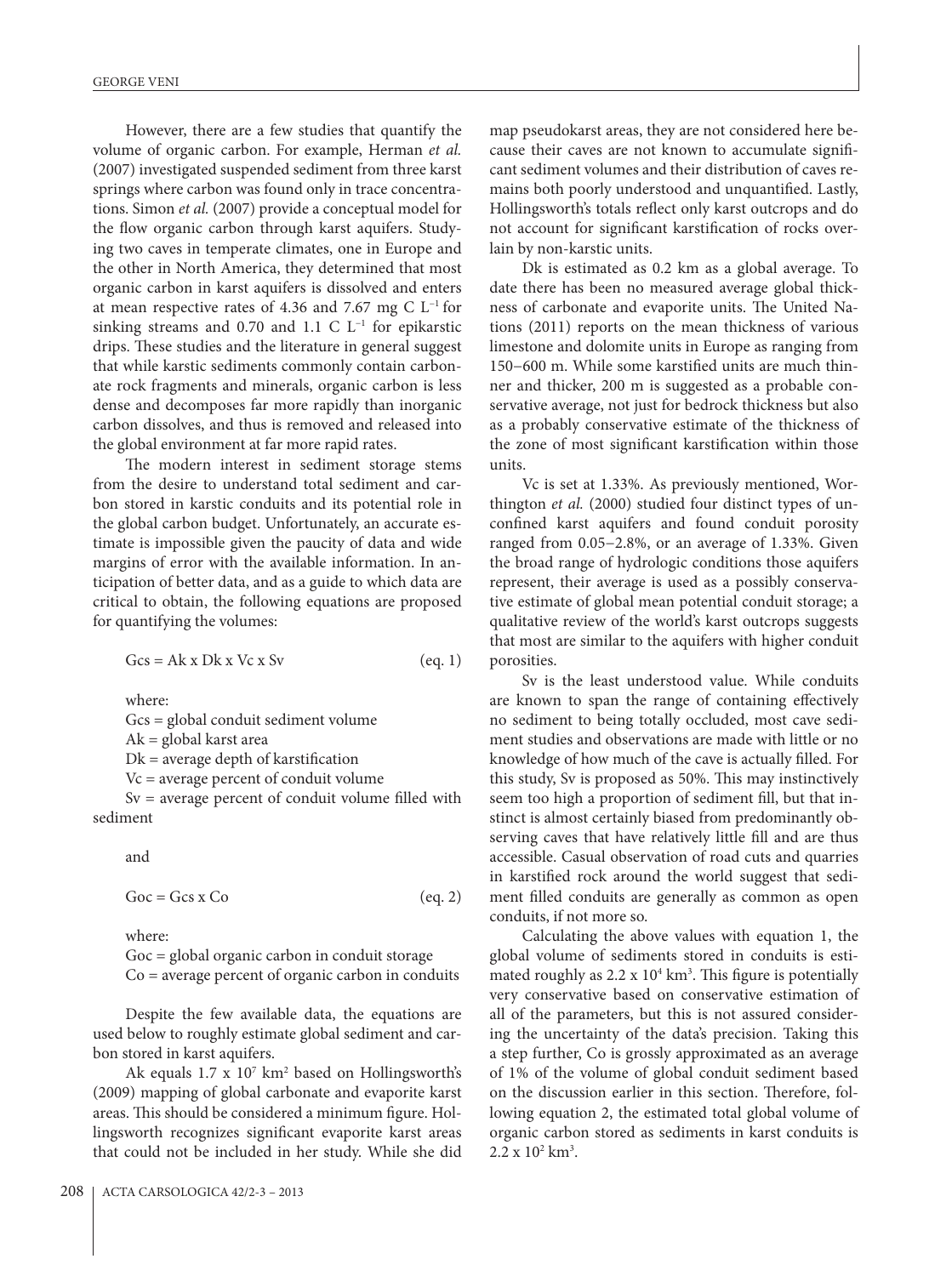However, there are a few studies that quantify the volume of organic carbon. For example, Herman *et al.* (2007) investigated suspended sediment from three karst springs where carbon was found only in trace concentrations. Simon *et al.* (2007) provide a conceptual model for the flow organic carbon through karst aquifers. Studying two caves in temperate climates, one in Europe and the other in North America, they determined that most organic carbon in karst aquifers is dissolved and enters at mean respective rates of 4.36 and 7.67 mg C $L^{-1}$ for sinking streams and 0.70 and 1.1 C $L^{-1}$ for epikarstic drips. These studies and the literature in general suggest that while karstic sediments commonly contain carbonate rock fragments and minerals, organic carbon is less dense and decomposes far more rapidly than inorganic carbon dissolves, and thus is removed and released into the global environment at far more rapid rates.

The modern interest in sediment storage stems from the desire to understand total sediment and carbon stored in karstic conduits and its potential role in the global carbon budget. Unfortunately, an accurate estimate is impossible given the paucity of data and wide margins of error with the available information. In anticipation of better data, and as a guide to which data are critical to obtain, the following equations are proposed for quantifying the volumes:

$$Gcs = Ak \times Dk \times Vc \times Sv \qquad \text{(eq. 1)}$$

where:

Gcs = global conduit sediment volume
Ak = global karst area
Dk = average depth of karstification
Vc = average percent of conduit volume
Sv = average percent of conduit volume filled with sediment

and

$$Goc = Gcs \times Co \qquad \text{(eq. 2)}$$

where:

Goc = global organic carbon in conduit storage
Co = average percent of organic carbon in conduits

Despite the few available data, the equations are used below to roughly estimate global sediment and carbon stored in karst aquifers.

Ak equals $1.7 \times 10^7$ km$^2$ based on Hollingsworth's (2009) mapping of global carbonate and evaporite karst areas. This should be considered a minimum figure. Hollingsworth recognizes significant evaporite karst areas that could not be included in her study. While she did map pseudokarst areas, they are not considered here because their caves are not known to accumulate significant sediment volumes and their distribution of caves remains both poorly understood and unquantified. Lastly, Hollingsworth's totals reflect only karst outcrops and do not account for significant karstification of rocks overlain by non-karstic units.

Dk is estimated as 0.2 km as a global average. To date there has been no measured average global thickness of carbonate and evaporite units. The United Nations (2011) reports on the mean thickness of various limestone and dolomite units in Europe as ranging from 150–600 m. While some karstified units are much thinner and thicker, 200 m is suggested as a probable conservative average, not just for bedrock thickness but also as a probably conservative estimate of the thickness of the zone of most significant karstification within those units.

Vc is set at 1.33%. As previously mentioned, Worthington *et al.* (2000) studied four distinct types of unconfined karst aquifers and found conduit porosity ranged from 0.05–2.8%, or an average of 1.33%. Given the broad range of hydrologic conditions those aquifers represent, their average is used as a possibly conservative estimate of global mean potential conduit storage; a qualitative review of the world's karst outcrops suggests that most are similar to the aquifers with higher conduit porosities.

Sv is the least understood value. While conduits are known to span the range of containing effectively no sediment to being totally occluded, most cave sediment studies and observations are made with little or no knowledge of how much of the cave is actually filled. For this study, Sv is proposed as 50%. This may instinctively seem too high a proportion of sediment fill, but that instinct is almost certainly biased from predominantly observing caves that have relatively little fill and are thus accessible. Casual observation of road cuts and quarries in karstified rock around the world suggest that sediment filled conduits are generally as common as open conduits, if not more so.

Calculating the above values with equation 1, the global volume of sediments stored in conduits is estimated roughly as $2.2 \times 10^4$ km$^3$. This figure is potentially very conservative based on conservative estimation of all of the parameters, but this is not assured considering the uncertainty of the data's precision. Taking this a step further, Co is grossly approximated as an average of 1% of the volume of global conduit sediment based on the discussion earlier in this section. Therefore, following equation 2, the estimated total global volume of organic carbon stored as sediments in karst conduits is $2.2 \times 10^2$ km$^3$.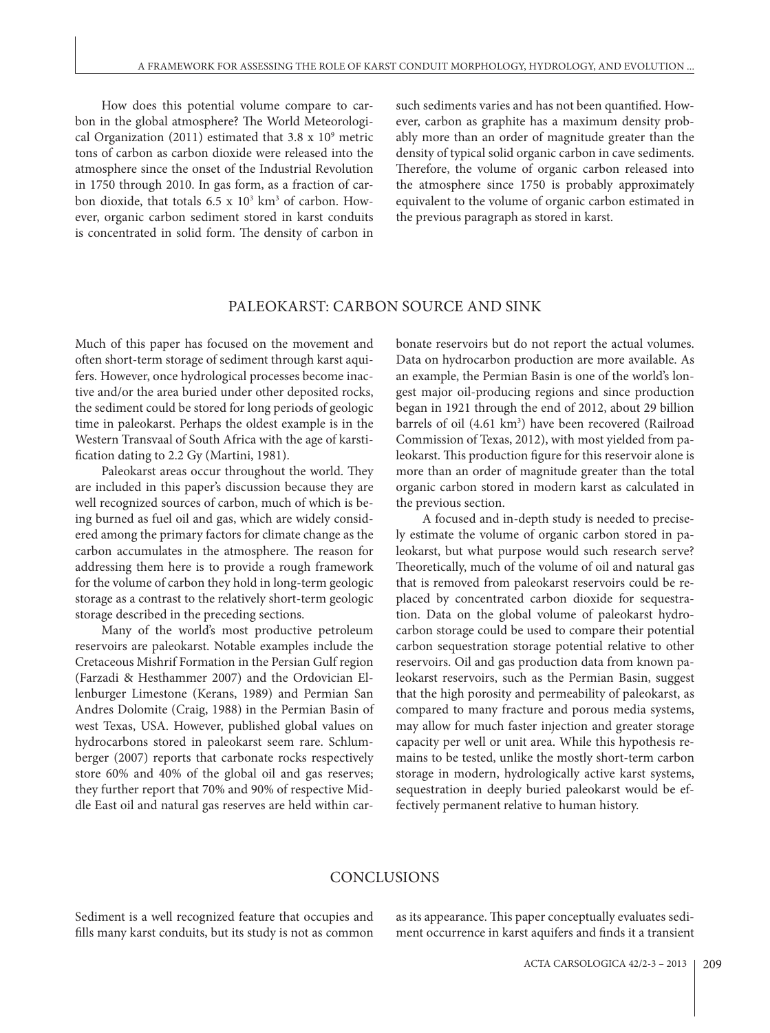How does this potential volume compare to carbon in the global atmosphere? The World Meteorological Organization (2011) estimated that 3.8 x $10^9$ metric tons of carbon as carbon dioxide were released into the atmosphere since the onset of the Industrial Revolution in 1750 through 2010. In gas form, as a fraction of carbon dioxide, that totals 6.5 x $10^3$ $km^3$ of carbon. However, organic carbon sediment stored in karst conduits is concentrated in solid form. The density of carbon in such sediments varies and has not been quantified. However, carbon as graphite has a maximum density probably more than an order of magnitude greater than the density of typical solid organic carbon in cave sediments. Therefore, the volume of organic carbon released into the atmosphere since 1750 is probably approximately equivalent to the volume of organic carbon estimated in the previous paragraph as stored in karst.

## PALEOKARST: CARBON SOURCE AND SINK

Much of this paper has focused on the movement and often short-term storage of sediment through karst aquifers. However, once hydrological processes become inactive and/or the area buried under other deposited rocks, the sediment could be stored for long periods of geologic time in paleokarst. Perhaps the oldest example is in the Western Transvaal of South Africa with the age of karstification dating to 2.2 Gy (Martini, 1981).

Paleokarst areas occur throughout the world. They are included in this paper's discussion because they are well recognized sources of carbon, much of which is being burned as fuel oil and gas, which are widely considered among the primary factors for climate change as the carbon accumulates in the atmosphere. The reason for addressing them here is to provide a rough framework for the volume of carbon they hold in long-term geologic storage as a contrast to the relatively short-term geologic storage described in the preceding sections.

Many of the world's most productive petroleum reservoirs are paleokarst. Notable examples include the Cretaceous Mishrif Formation in the Persian Gulf region (Farzadi & Hesthammer 2007) and the Ordovician Ellenburger Limestone (Kerans, 1989) and Permian San Andres Dolomite (Craig, 1988) in the Permian Basin of west Texas, USA. However, published global values on hydrocarbons stored in paleokarst seem rare. Schlumberger (2007) reports that carbonate rocks respectively store 60% and 40% of the global oil and gas reserves; they further report that 70% and 90% of respective Middle East oil and natural gas reserves are held within carbonate reservoirs but do not report the actual volumes. Data on hydrocarbon production are more available. As an example, the Permian Basin is one of the world's longest major oil-producing regions and since production began in 1921 through the end of 2012, about 29 billion barrels of oil (4.61 $km^3$) have been recovered (Railroad Commission of Texas, 2012), with most yielded from paleokarst. This production figure for this reservoir alone is more than an order of magnitude greater than the total organic carbon stored in modern karst as calculated in the previous section.

A focused and in-depth study is needed to precisely estimate the volume of organic carbon stored in paleokarst, but what purpose would such research serve? Theoretically, much of the volume of oil and natural gas that is removed from paleokarst reservoirs could be replaced by concentrated carbon dioxide for sequestration. Data on the global volume of paleokarst hydrocarbon storage could be used to compare their potential carbon sequestration storage potential relative to other reservoirs. Oil and gas production data from known paleokarst reservoirs, such as the Permian Basin, suggest that the high porosity and permeability of paleokarst, as compared to many fracture and porous media systems, may allow for much faster injection and greater storage capacity per well or unit area. While this hypothesis remains to be tested, unlike the mostly short-term carbon storage in modern, hydrologically active karst systems, sequestration in deeply buried paleokarst would be effectively permanent relative to human history.

## CONCLUSIONS

Sediment is a well recognized feature that occupies and fills many karst conduits, but its study is not as common as its appearance. This paper conceptually evaluates sediment occurrence in karst aquifers and finds it a transient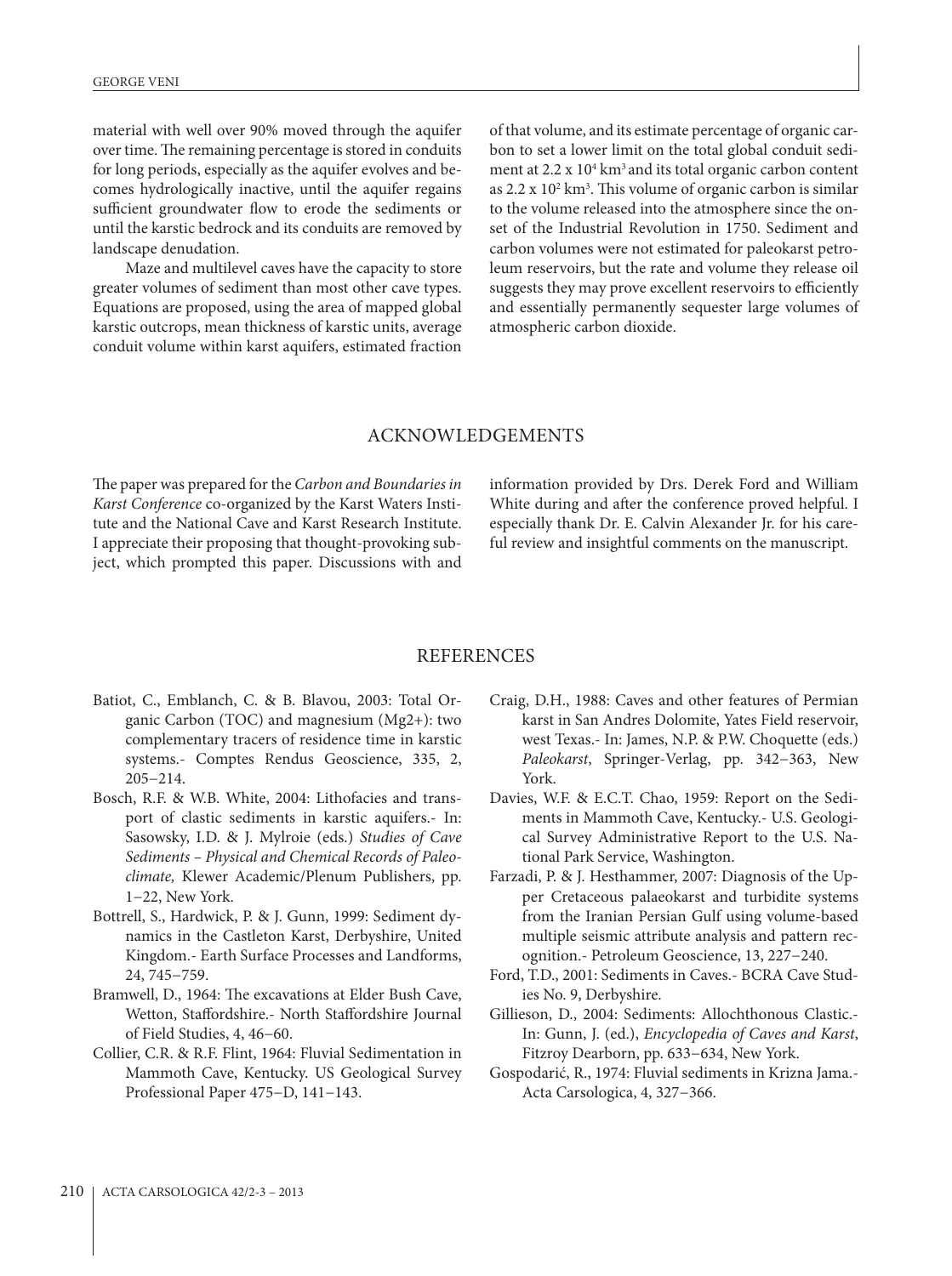material with well over 90% moved through the aquifer over time. The remaining percentage is stored in conduits for long periods, especially as the aquifer evolves and becomes hydrologically inactive, until the aquifer regains sufficient groundwater flow to erode the sediments or until the karstic bedrock and its conduits are removed by landscape denudation.

Maze and multilevel caves have the capacity to store greater volumes of sediment than most other cave types. Equations are proposed, using the area of mapped global karstic outcrops, mean thickness of karstic units, average conduit volume within karst aquifers, estimated fraction of that volume, and its estimate percentage of organic carbon to set a lower limit on the total global conduit sediment at $2.2 \times 10^4$ km$^3$ and its total organic carbon content as $2.2 \times 10^2$ km$^3$. This volume of organic carbon is similar to the volume released into the atmosphere since the onset of the Industrial Revolution in 1750. Sediment and carbon volumes were not estimated for paleokarst petroleum reservoirs, but the rate and volume they release oil suggests they may prove excellent reservoirs to efficiently and essentially permanently sequester large volumes of atmospheric carbon dioxide.

## ACKNOWLEDGEMENTS

The paper was prepared for the *Carbon and Boundaries in Karst Conference* co-organized by the Karst Waters Institute and the National Cave and Karst Research Institute. I appreciate their proposing that thought-provoking subject, which prompted this paper. Discussions with and information provided by Drs. Derek Ford and William White during and after the conference proved helpful. I especially thank Dr. E. Calvin Alexander Jr. for his careful review and insightful comments on the manuscript.

## REFERENCES

Batiot, C., Emblanch, C. & B. Blavou, 2003: Total Organic Carbon (TOC) and magnesium (Mg2+): two complementary tracers of residence time in karstic systems.- Comptes Rendus Geoscience, 335, 2, 205–214.

Bosch, R.F. & W.B. White, 2004: Lithofacies and transport of clastic sediments in karstic aquifers.- In: Sasowsky, I.D. & J. Mylroie (eds.) *Studies of Cave Sediments – Physical and Chemical Records of Paleoclimate,* Klewer Academic/Plenum Publishers, pp. 1–22, New York.

Bottrell, S., Hardwick, P. & J. Gunn, 1999: Sediment dynamics in the Castleton Karst, Derbyshire, United Kingdom.- Earth Surface Processes and Landforms, 24, 745–759.

Bramwell, D., 1964: The excavations at Elder Bush Cave, Wetton, Staffordshire.- North Staffordshire Journal of Field Studies, 4, 46–60.

Collier, C.R. & R.F. Flint, 1964: Fluvial Sedimentation in Mammoth Cave, Kentucky. US Geological Survey Professional Paper 475–D, 141–143.

Craig, D.H., 1988: Caves and other features of Permian karst in San Andres Dolomite, Yates Field reservoir, west Texas.- In: James, N.P. & P.W. Choquette (eds.) *Paleokarst*, Springer-Verlag, pp. 342–363, New York.

Davies, W.F. & E.C.T. Chao, 1959: Report on the Sediments in Mammoth Cave, Kentucky.- U.S. Geological Survey Administrative Report to the U.S. National Park Service, Washington.

Farzadi, P. & J. Hesthammer, 2007: Diagnosis of the Upper Cretaceous palaeokarst and turbidite systems from the Iranian Persian Gulf using volume-based multiple seismic attribute analysis and pattern recognition.- Petroleum Geoscience, 13, 227–240.

Ford, T.D., 2001: Sediments in Caves.- BCRA Cave Studies No. 9, Derbyshire.

Gillieson, D., 2004: Sediments: Allochthonous Clastic.- In: Gunn, J. (ed.), *Encyclopedia of Caves and Karst*, Fitzroy Dearborn, pp. 633–634, New York.

Gospodarić, R., 1974: Fluvial sediments in Krizna Jama.- Acta Carsologica, 4, 327–366.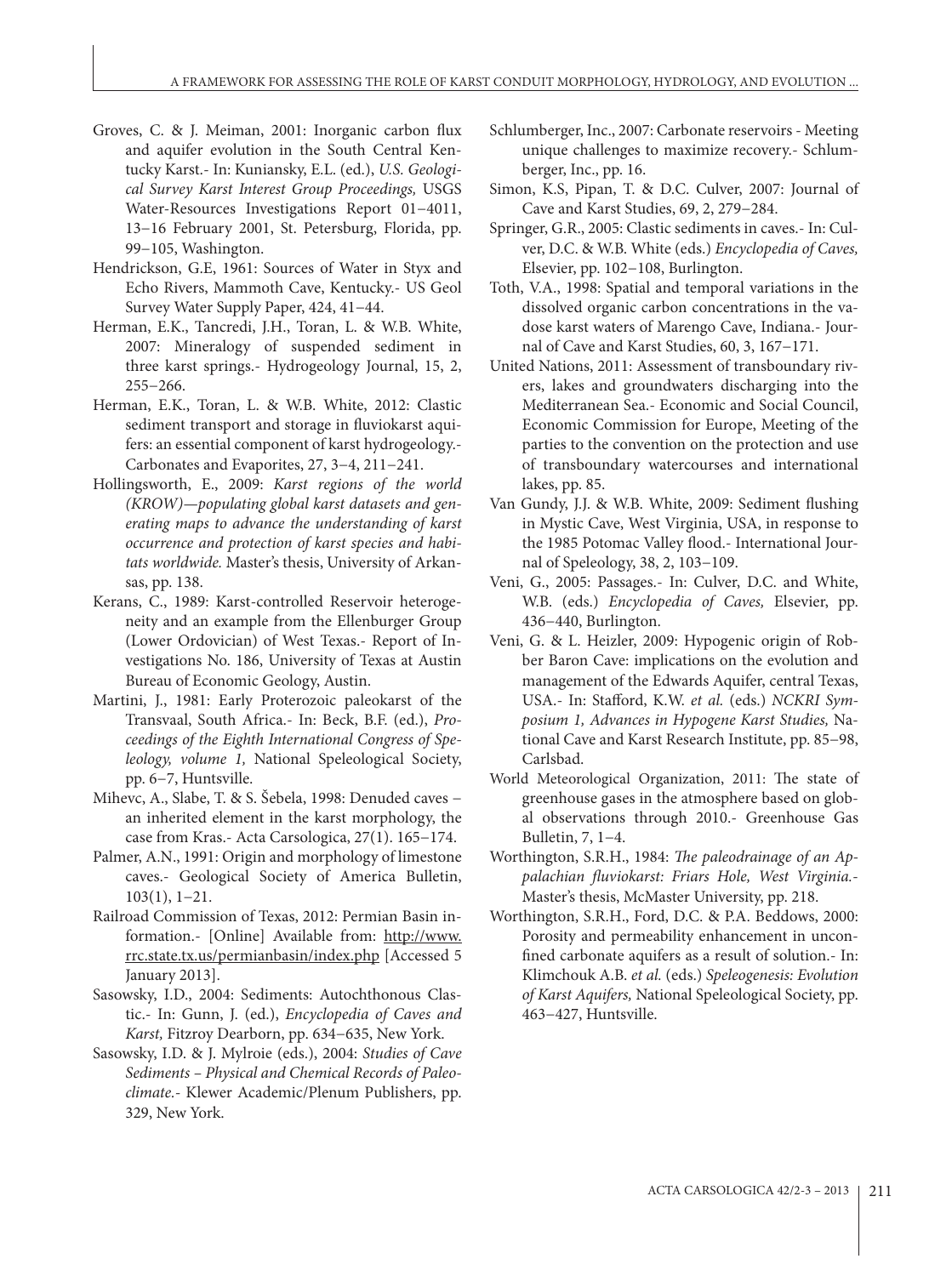Groves, C. & J. Meiman, 2001: Inorganic carbon flux and aquifer evolution in the South Central Kentucky Karst.- In: Kuniansky, E.L. (ed.), *U.S. Geological Survey Karst Interest Group Proceedings,* USGS Water-Resources Investigations Report 01–4011, 13–16 February 2001, St. Petersburg, Florida, pp. 99–105, Washington.

Hendrickson, G.E, 1961: Sources of Water in Styx and Echo Rivers, Mammoth Cave, Kentucky.- US Geol Survey Water Supply Paper, 424, 41–44.

Herman, E.K., Tancredi, J.H., Toran, L. & W.B. White, 2007: Mineralogy of suspended sediment in three karst springs.- Hydrogeology Journal, 15, 2, 255–266.

Herman, E.K., Toran, L. & W.B. White, 2012: Clastic sediment transport and storage in fluviokarst aquifers: an essential component of karst hydrogeology.- Carbonates and Evaporites, 27, 3–4, 211–241.

Hollingsworth, E., 2009: *Karst regions of the world (KROW)—populating global karst datasets and generating maps to advance the understanding of karst occurrence and protection of karst species and habitats worldwide.* Master's thesis, University of Arkansas, pp. 138.

Kerans, C., 1989: Karst-controlled Reservoir heterogeneity and an example from the Ellenburger Group (Lower Ordovician) of West Texas.- Report of Investigations No. 186, University of Texas at Austin Bureau of Economic Geology, Austin.

Martini, J., 1981: Early Proterozoic paleokarst of the Transvaal, South Africa.- In: Beck, B.F. (ed.), *Proceedings of the Eighth International Congress of Speleology, volume 1,* National Speleological Society, pp. 6–7, Huntsville.

Mihevc, A., Slabe, T. & S. Šebela, 1998: Denuded caves – an inherited element in the karst morphology, the case from Kras.- Acta Carsologica, 27(1). 165–174.

Palmer, A.N., 1991: Origin and morphology of limestone caves.- Geological Society of America Bulletin, 103(1), 1–21.

Railroad Commission of Texas, 2012: Permian Basin information.- [Online] Available from: http://www.rrc.state.tx.us/permianbasin/index.php [Accessed 5 January 2013].

Sasowsky, I.D., 2004: Sediments: Autochthonous Clastic.- In: Gunn, J. (ed.), *Encyclopedia of Caves and Karst,* Fitzroy Dearborn, pp. 634–635, New York.

Sasowsky, I.D. & J. Mylroie (eds.), 2004: *Studies of Cave Sediments – Physical and Chemical Records of Paleoclimate.*- Klewer Academic/Plenum Publishers, pp. 329, New York.

Schlumberger, Inc., 2007: Carbonate reservoirs - Meeting unique challenges to maximize recovery.- Schlumberger, Inc., pp. 16.

Simon, K.S, Pipan, T. & D.C. Culver, 2007: Journal of Cave and Karst Studies, 69, 2, 279–284.

Springer, G.R., 2005: Clastic sediments in caves.- In: Culver, D.C. & W.B. White (eds.) *Encyclopedia of Caves,* Elsevier, pp. 102–108, Burlington.

Toth, V.A., 1998: Spatial and temporal variations in the dissolved organic carbon concentrations in the vadose karst waters of Marengo Cave, Indiana.- Journal of Cave and Karst Studies, 60, 3, 167–171.

United Nations, 2011: Assessment of transboundary rivers, lakes and groundwaters discharging into the Mediterranean Sea.- Economic and Social Council, Economic Commission for Europe, Meeting of the parties to the convention on the protection and use of transboundary watercourses and international lakes, pp. 85.

Van Gundy, J.J. & W.B. White, 2009: Sediment flushing in Mystic Cave, West Virginia, USA, in response to the 1985 Potomac Valley flood.- International Journal of Speleology, 38, 2, 103–109.

Veni, G., 2005: Passages.- In: Culver, D.C. and White, W.B. (eds.) *Encyclopedia of Caves,* Elsevier, pp. 436–440, Burlington.

Veni, G. & L. Heizler, 2009: Hypogenic origin of Robber Baron Cave: implications on the evolution and management of the Edwards Aquifer, central Texas, USA.- In: Stafford, K.W. *et al.* (eds.) *NCKRI Symposium 1, Advances in Hypogene Karst Studies,* National Cave and Karst Research Institute, pp. 85–98, Carlsbad.

World Meteorological Organization, 2011: The state of greenhouse gases in the atmosphere based on global observations through 2010.- Greenhouse Gas Bulletin, 7, 1–4.

Worthington, S.R.H., 1984: *The paleodrainage of an Appalachian fluviokarst: Friars Hole, West Virginia.*- Master's thesis, McMaster University, pp. 218.

Worthington, S.R.H., Ford, D.C. & P.A. Beddows, 2000: Porosity and permeability enhancement in unconfined carbonate aquifers as a result of solution.- In: Klimchouk A.B. *et al.* (eds.) *Speleogenesis: Evolution of Karst Aquifers,* National Speleological Society, pp. 463–427, Huntsville.